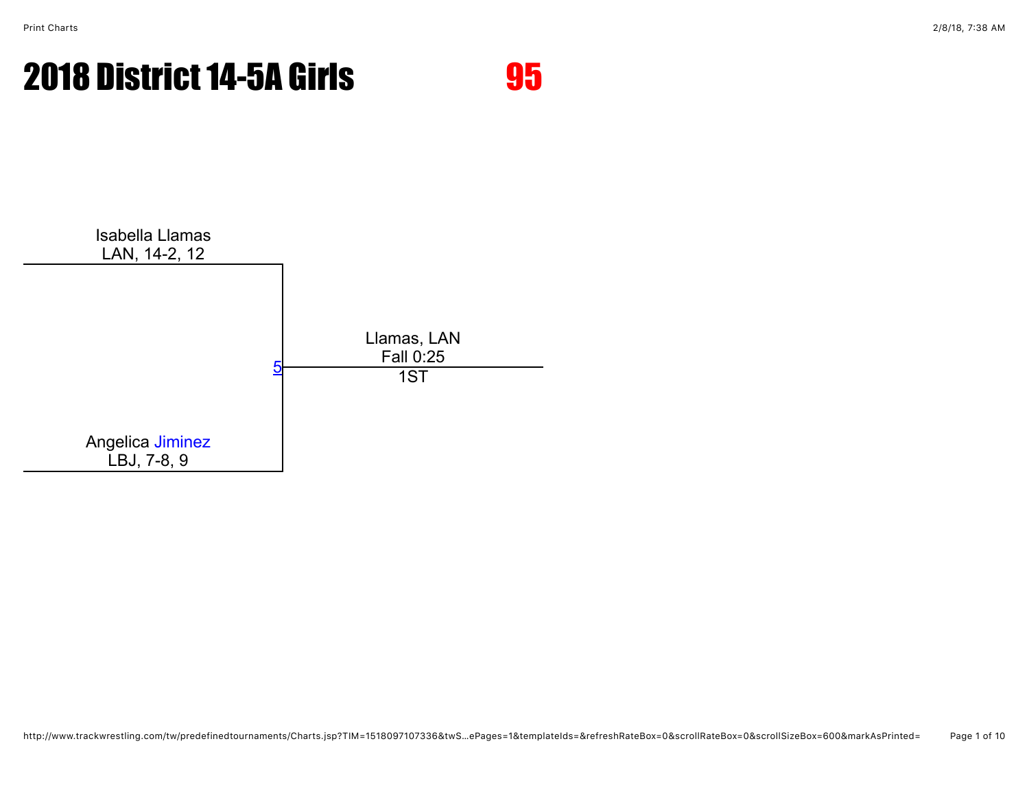# 2018 District 14-5A Girls

**95**

Isabella Llamas
LAN, 14-2, 12

Angelica Jiminez
LBJ, 7-8, 9

5

Llamas, LAN
Fall 0:25
1ST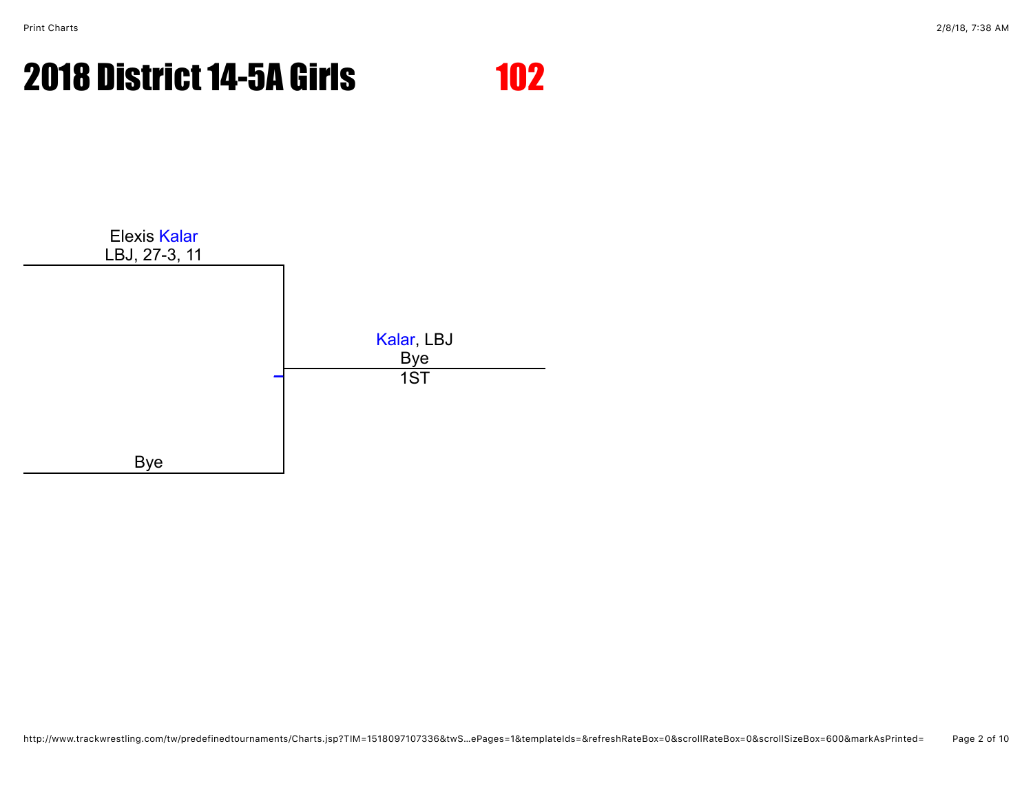# 2018 District 14-5A Girls

# 102

Elexis Kalar
LBJ, 27-3, 11

Kalar, LBJ
Bye
1ST

Bye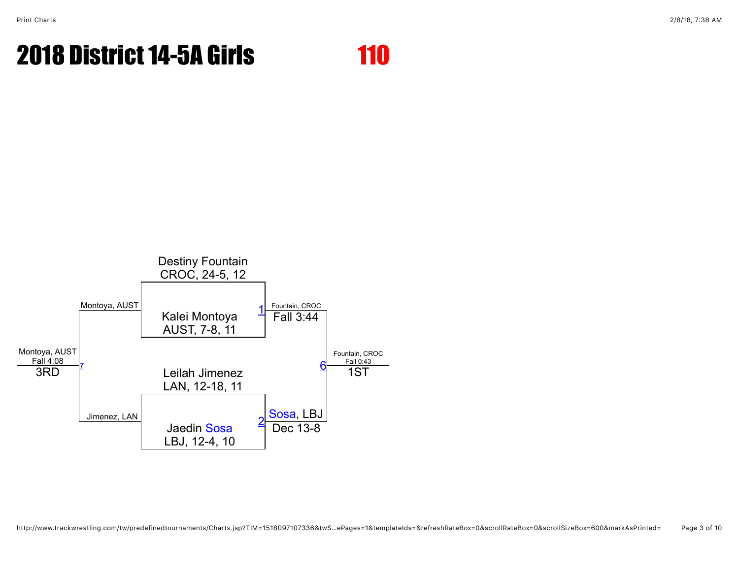# 2018 District 14-5A Girls

# 110

**Match 1:** Destiny Fountain, CROC, 24-5, 12 vs. Kalei Montoya, AUST, 7-8, 11 — Fountain, CROC, Fall 3:44

**Match 2:** Leilah Jimenez, LAN, 12-18, 11 vs. Jaedin Sosa, LBJ, 12-4, 10 — Sosa, LBJ, Dec 13-8

**Match 6 (1ST):** Fountain, CROC vs. Sosa, LBJ — Fountain, CROC, Fall 0:43

**Match 7 (3RD):** Montoya, AUST vs. Jimenez, LAN — Montoya, AUST, Fall 4:08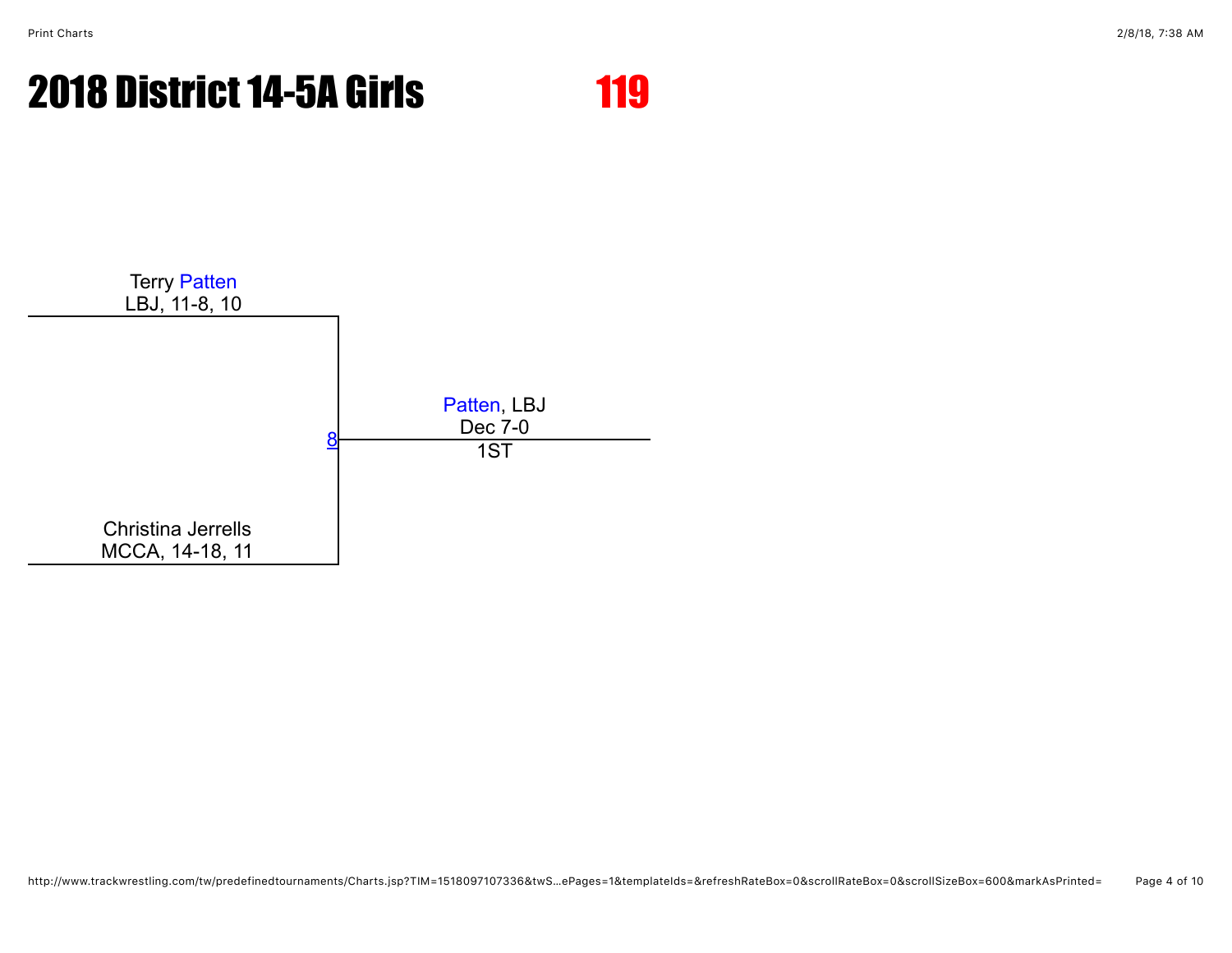# 2018 District 14-5A Girls

# 119

Terry Patten
LBJ, 11-8, 10

8

Patten, LBJ
Dec 7-0
1ST

Christina Jerrells
MCCA, 14-18, 11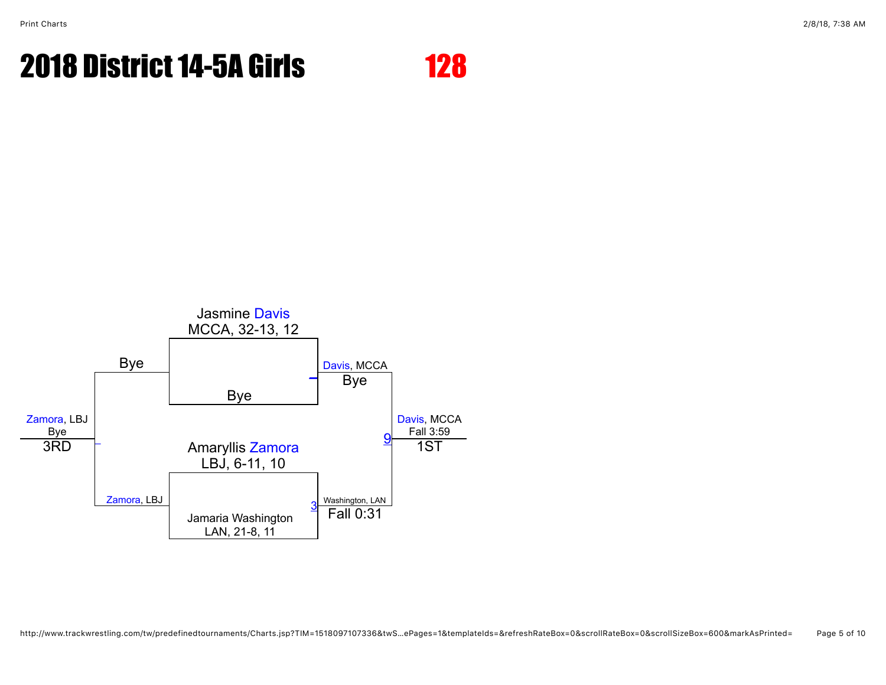# 2018 District 14-5A Girls

## 128

Jasmine Davis
MCCA, 32-13, 12

Bye

Davis, MCCA
Bye

Amaryllis Zamora
LBJ, 6-11, 10

Jamaria Washington
LAN, 21-8, 11

3

Washington, LAN
Fall 0:31

9

Davis, MCCA
Fall 3:59
1ST

Bye

Zamora, LBJ

Zamora, LBJ
Bye
3RD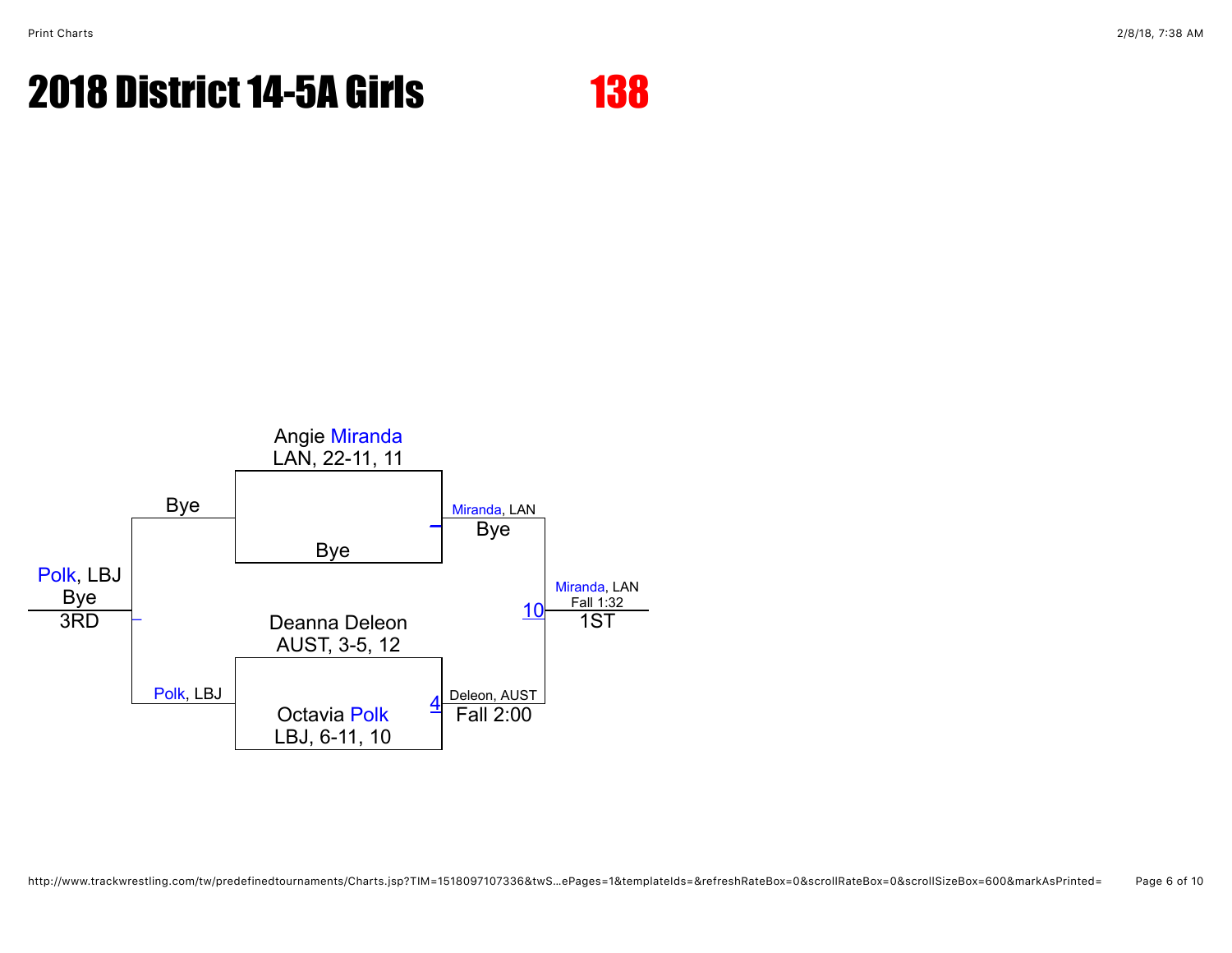# 2018 District 14-5A Girls

# 138

Angie Miranda
LAN, 22-11, 11

Bye

Miranda, LAN
Bye

Deanna Deleon
AUST, 3-5, 12

Octavia Polk
LBJ, 6-11, 10

4

Deleon, AUST
Fall 2:00

10

Miranda, LAN
Fall 1:32
1ST

Bye

Polk, LBJ

Polk, LBJ
Bye
3RD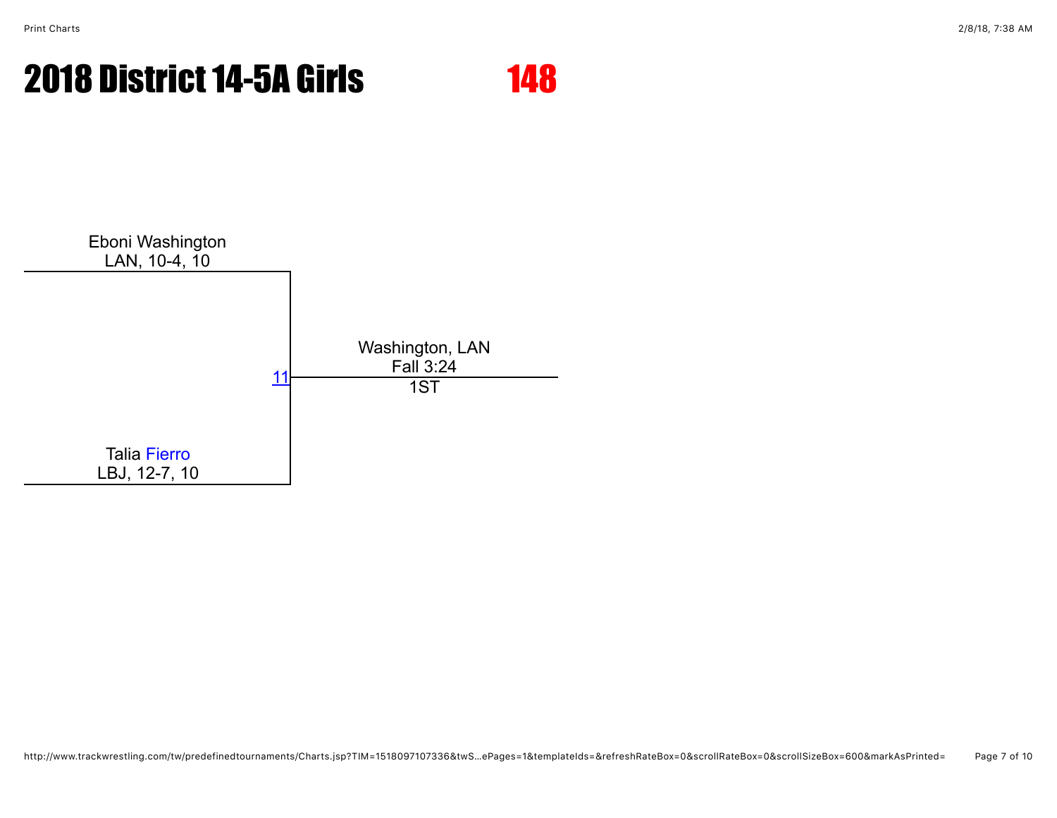# 2018 District 14-5A Girls

# 148

Eboni Washington
LAN, 10-4, 10

11

Washington, LAN
Fall 3:24
1ST

Talia Fierro
LBJ, 12-7, 10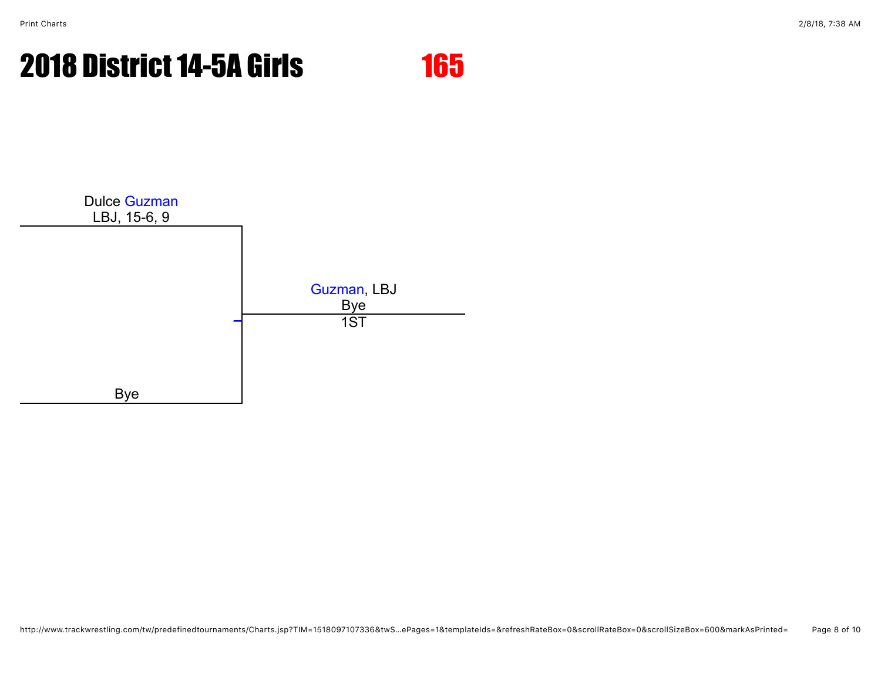# 2018 District 14-5A Girls

## 165

Dulce Guzman
LBJ, 15-6, 9

Guzman, LBJ
Bye
1ST

Bye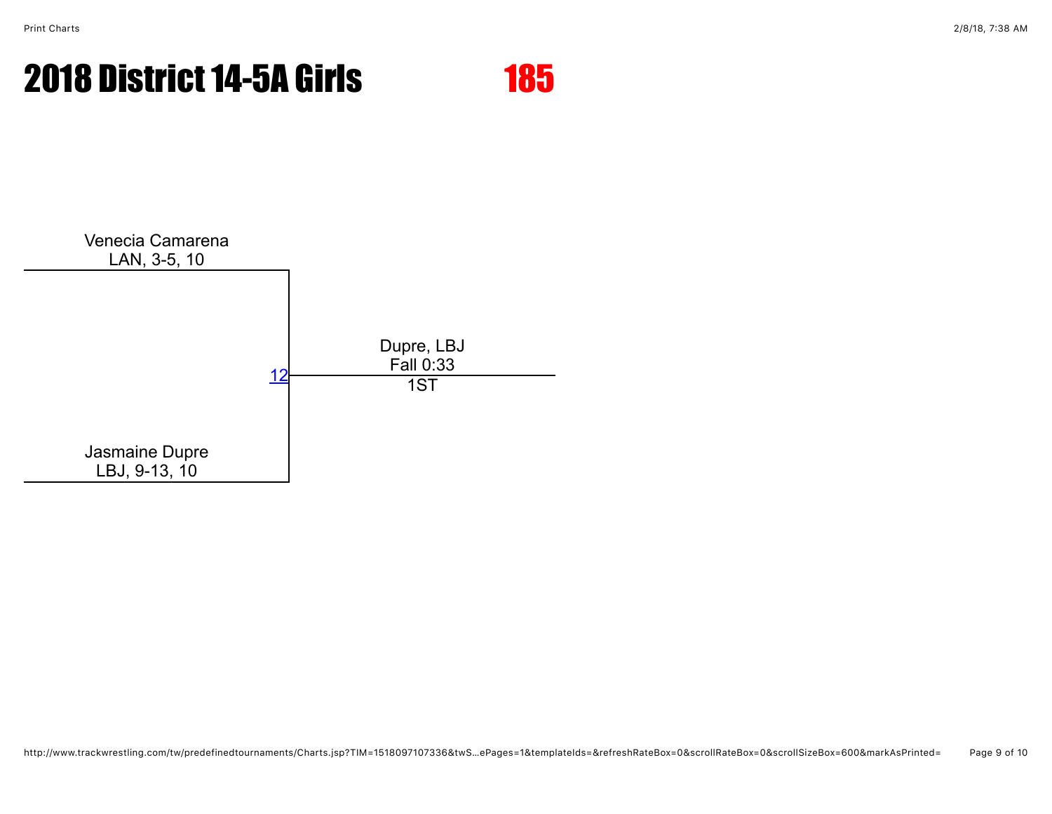# 2018 District 14-5A Girls

## 185

Venecia Camarena
LAN, 3-5, 10

12

Dupre, LBJ
Fall 0:33
1ST

Jasmaine Dupre
LBJ, 9-13, 10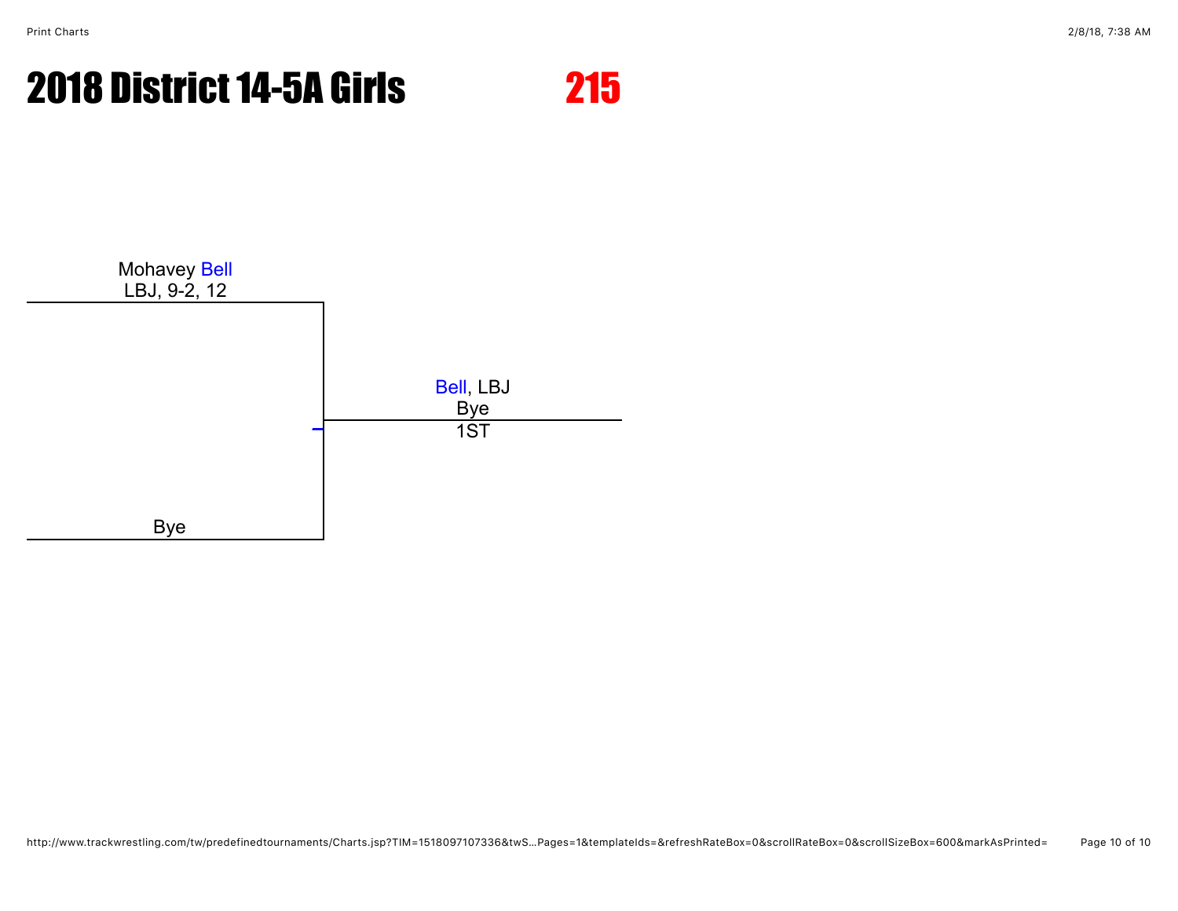# 2018 District 14-5A Girls

## 215

Mohavey Bell
LBJ, 9-2, 12

Bye

Bell, LBJ
Bye
1ST